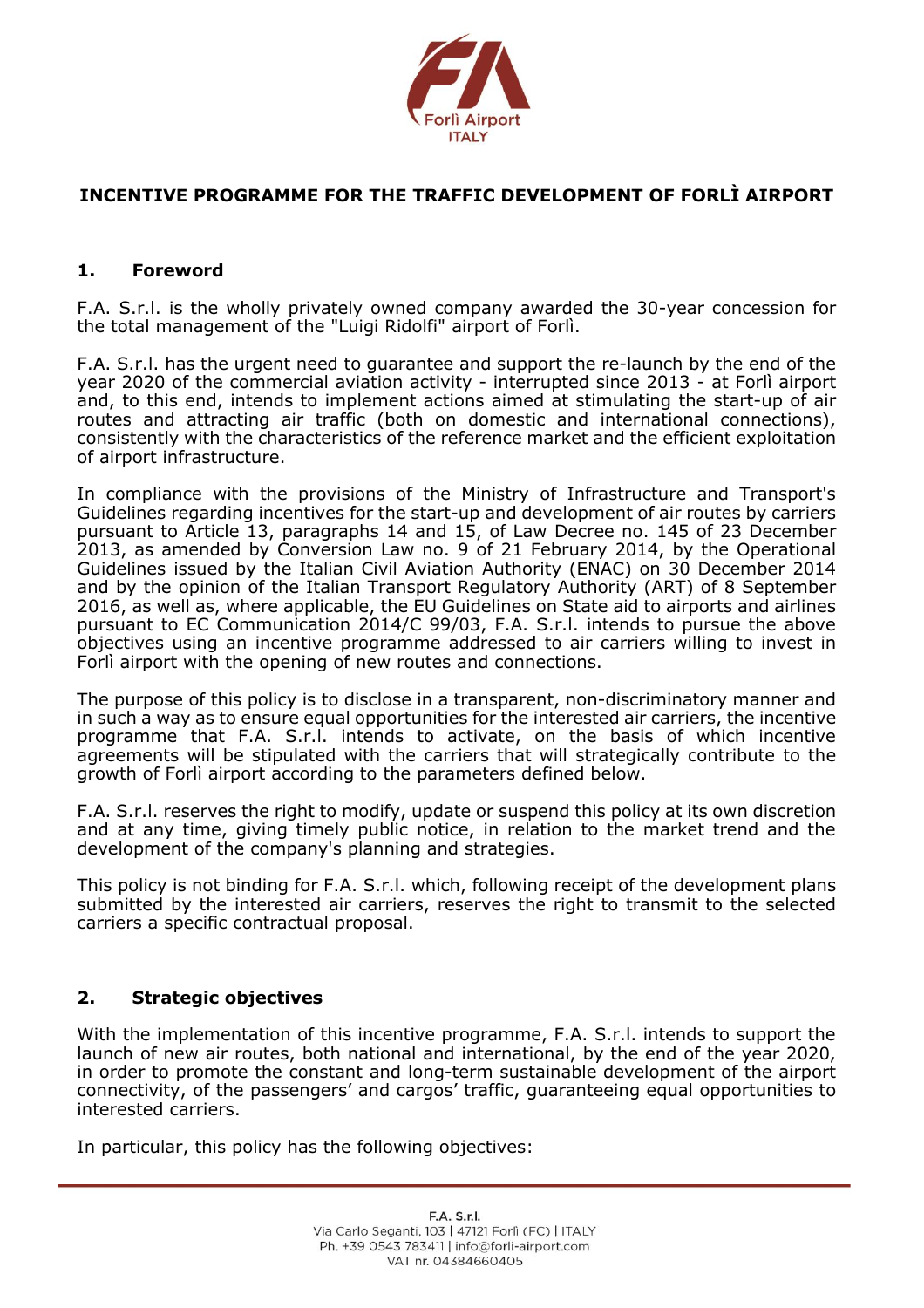# INCENTIVE PROGRAMME FOR THE TRAFFIC DEVELOPMENT OF FORLÌ AIRPORT

## 1. Foreword

F.A. S.r.l. is the wholly privately owned company awarded the 30-year concession for the total management of the "Luigi Ridolfi" airport of Forlì.

F.A. S.r.l. has the urgent need to guarantee and support the re-launch by the end of the year 2020 of the commercial aviation activity - interrupted since 2013 - at Forlì airport and, to this end, intends to implement actions aimed at stimulating the start-up of air routes and attracting air traffic (both on domestic and international connections), consistently with the characteristics of the reference market and the efficient exploitation of airport infrastructure.

In compliance with the provisions of the Ministry of Infrastructure and Transport's Guidelines regarding incentives for the start-up and development of air routes by carriers pursuant to Article 13, paragraphs 14 and 15, of Law Decree no. 145 of 23 December 2013, as amended by Conversion Law no. 9 of 21 February 2014, by the Operational Guidelines issued by the Italian Civil Aviation Authority (ENAC) on 30 December 2014 and by the opinion of the Italian Transport Regulatory Authority (ART) of 8 September 2016, as well as, where applicable, the EU Guidelines on State aid to airports and airlines pursuant to EC Communication 2014/C 99/03, F.A. S.r.l. intends to pursue the above objectives using an incentive programme addressed to air carriers willing to invest in Forlì airport with the opening of new routes and connections.

The purpose of this policy is to disclose in a transparent, non-discriminatory manner and in such a way as to ensure equal opportunities for the interested air carriers, the incentive programme that F.A. S.r.l. intends to activate, on the basis of which incentive agreements will be stipulated with the carriers that will strategically contribute to the growth of Forlì airport according to the parameters defined below.

F.A. S.r.l. reserves the right to modify, update or suspend this policy at its own discretion and at any time, giving timely public notice, in relation to the market trend and the development of the company's planning and strategies.

This policy is not binding for F.A. S.r.l. which, following receipt of the development plans submitted by the interested air carriers, reserves the right to transmit to the selected carriers a specific contractual proposal.

## 2. Strategic objectives

With the implementation of this incentive programme, F.A. S.r.l. intends to support the launch of new air routes, both national and international, by the end of the year 2020, in order to promote the constant and long-term sustainable development of the airport connectivity, of the passengers' and cargos' traffic, guaranteeing equal opportunities to interested carriers.

In particular, this policy has the following objectives: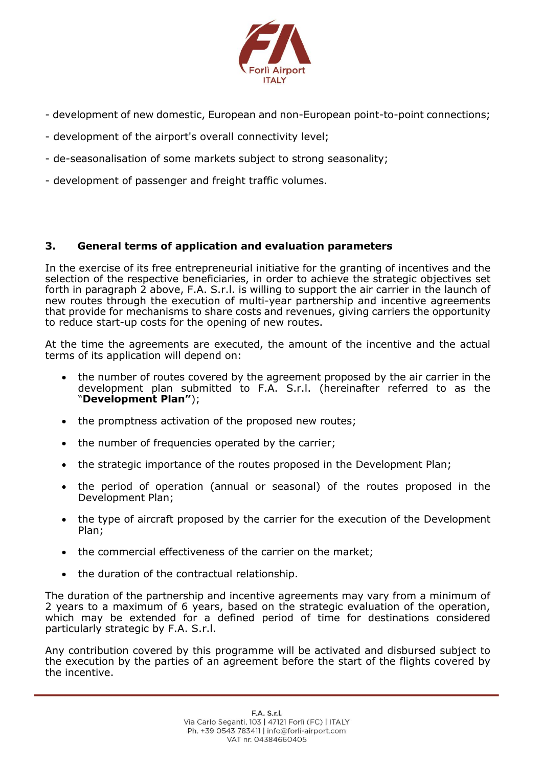- development of new domestic, European and non-European point-to-point connections;

- development of the airport's overall connectivity level;

- de-seasonalisation of some markets subject to strong seasonality;

- development of passenger and freight traffic volumes.

## 3. General terms of application and evaluation parameters

In the exercise of its free entrepreneurial initiative for the granting of incentives and the selection of the respective beneficiaries, in order to achieve the strategic objectives set forth in paragraph 2 above, F.A. S.r.l. is willing to support the air carrier in the launch of new routes through the execution of multi-year partnership and incentive agreements that provide for mechanisms to share costs and revenues, giving carriers the opportunity to reduce start-up costs for the opening of new routes.

At the time the agreements are executed, the amount of the incentive and the actual terms of its application will depend on:

- the number of routes covered by the agreement proposed by the air carrier in the development plan submitted to F.A. S.r.l. (hereinafter referred to as the "**Development Plan"**);
- the promptness activation of the proposed new routes;
- the number of frequencies operated by the carrier;
- the strategic importance of the routes proposed in the Development Plan;
- the period of operation (annual or seasonal) of the routes proposed in the Development Plan;
- the type of aircraft proposed by the carrier for the execution of the Development Plan;
- the commercial effectiveness of the carrier on the market;
- the duration of the contractual relationship.

The duration of the partnership and incentive agreements may vary from a minimum of 2 years to a maximum of 6 years, based on the strategic evaluation of the operation, which may be extended for a defined period of time for destinations considered particularly strategic by F.A. S.r.l.

Any contribution covered by this programme will be activated and disbursed subject to the execution by the parties of an agreement before the start of the flights covered by the incentive.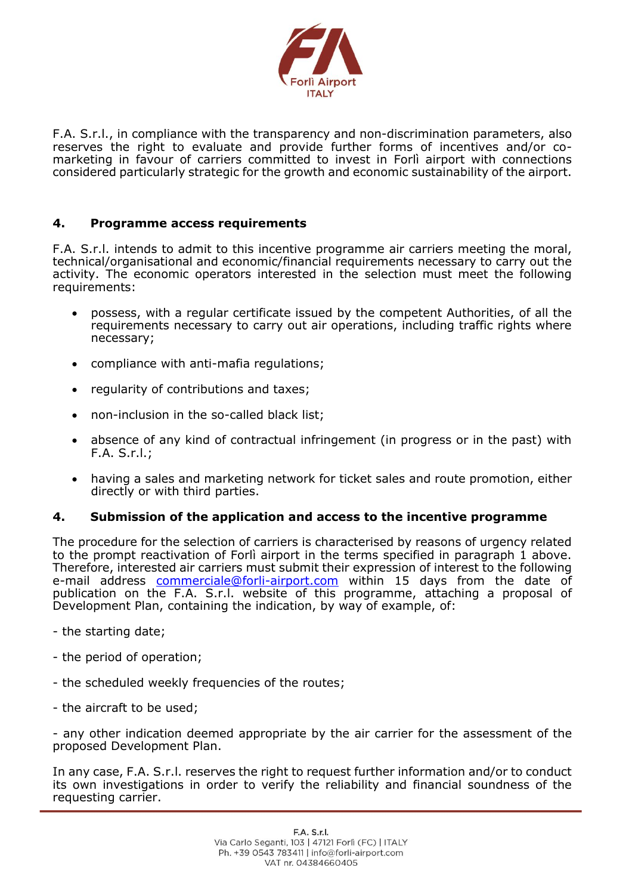F.A. S.r.l., in compliance with the transparency and non-discrimination parameters, also reserves the right to evaluate and provide further forms of incentives and/or co-marketing in favour of carriers committed to invest in Forlì airport with connections considered particularly strategic for the growth and economic sustainability of the airport.

## 4. Programme access requirements

F.A. S.r.l. intends to admit to this incentive programme air carriers meeting the moral, technical/organisational and economic/financial requirements necessary to carry out the activity. The economic operators interested in the selection must meet the following requirements:

- possess, with a regular certificate issued by the competent Authorities, of all the requirements necessary to carry out air operations, including traffic rights where necessary;
- compliance with anti-mafia regulations;
- regularity of contributions and taxes;
- non-inclusion in the so-called black list;
- absence of any kind of contractual infringement (in progress or in the past) with F.A. S.r.l.;
- having a sales and marketing network for ticket sales and route promotion, either directly or with third parties.

## 4. Submission of the application and access to the incentive programme

The procedure for the selection of carriers is characterised by reasons of urgency related to the prompt reactivation of Forlì airport in the terms specified in paragraph 1 above. Therefore, interested air carriers must submit their expression of interest to the following e-mail address commerciale@forli-airport.com within 15 days from the date of publication on the F.A. S.r.l. website of this programme, attaching a proposal of Development Plan, containing the indication, by way of example, of:

- the starting date;

- the period of operation;

- the scheduled weekly frequencies of the routes;

- the aircraft to be used;

- any other indication deemed appropriate by the air carrier for the assessment of the proposed Development Plan.

In any case, F.A. S.r.l. reserves the right to request further information and/or to conduct its own investigations in order to verify the reliability and financial soundness of the requesting carrier.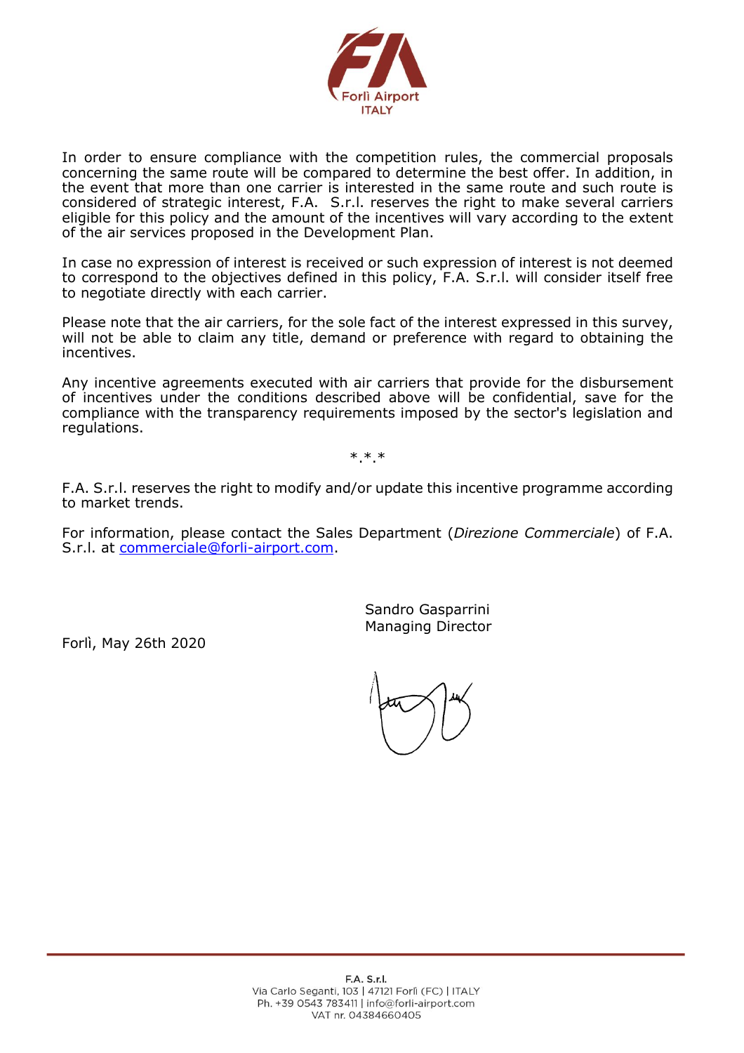In order to ensure compliance with the competition rules, the commercial proposals concerning the same route will be compared to determine the best offer. In addition, in the event that more than one carrier is interested in the same route and such route is considered of strategic interest, F.A. S.r.l. reserves the right to make several carriers eligible for this policy and the amount of the incentives will vary according to the extent of the air services proposed in the Development Plan.

In case no expression of interest is received or such expression of interest is not deemed to correspond to the objectives defined in this policy, F.A. S.r.l. will consider itself free to negotiate directly with each carrier.

Please note that the air carriers, for the sole fact of the interest expressed in this survey, will not be able to claim any title, demand or preference with regard to obtaining the incentives.

Any incentive agreements executed with air carriers that provide for the disbursement of incentives under the conditions described above will be confidential, save for the compliance with the transparency requirements imposed by the sector's legislation and regulations.

*.*.*

F.A. S.r.l. reserves the right to modify and/or update this incentive programme according to market trends.

For information, please contact the Sales Department (*Direzione Commerciale*) of F.A. S.r.l. at commerciale@forli-airport.com.

Sandro Gasparrini
Managing Director

Forlì, May 26th 2020